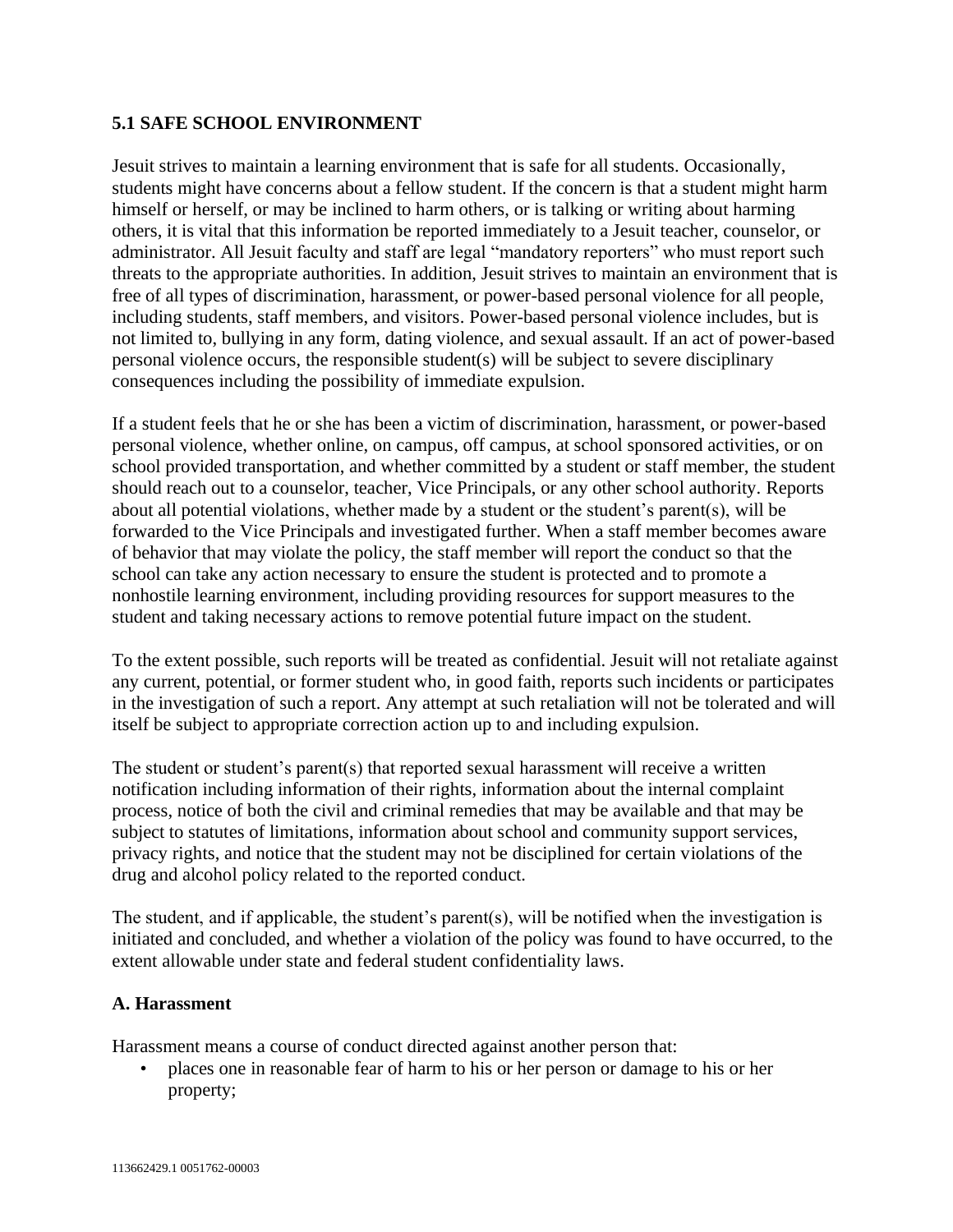## 5.1 SAFE SCHOOL ENVIRONMENT

Jesuit strives to maintain a learning environment that is safe for all students. Occasionally, students might have concerns about a fellow student. If the concern is that a student might harm himself or herself, or may be inclined to harm others, or is talking or writing about harming others, it is vital that this information be reported immediately to a Jesuit teacher, counselor, or administrator. All Jesuit faculty and staff are legal "mandatory reporters" who must report such threats to the appropriate authorities. In addition, Jesuit strives to maintain an environment that is free of all types of discrimination, harassment, or power-based personal violence for all people, including students, staff members, and visitors. Power-based personal violence includes, but is not limited to, bullying in any form, dating violence, and sexual assault. If an act of power-based personal violence occurs, the responsible student(s) will be subject to severe disciplinary consequences including the possibility of immediate expulsion.

If a student feels that he or she has been a victim of discrimination, harassment, or power-based personal violence, whether online, on campus, off campus, at school sponsored activities, or on school provided transportation, and whether committed by a student or staff member, the student should reach out to a counselor, teacher, Vice Principals, or any other school authority. Reports about all potential violations, whether made by a student or the student's parent(s), will be forwarded to the Vice Principals and investigated further. When a staff member becomes aware of behavior that may violate the policy, the staff member will report the conduct so that the school can take any action necessary to ensure the student is protected and to promote a nonhostile learning environment, including providing resources for support measures to the student and taking necessary actions to remove potential future impact on the student.

To the extent possible, such reports will be treated as confidential. Jesuit will not retaliate against any current, potential, or former student who, in good faith, reports such incidents or participates in the investigation of such a report. Any attempt at such retaliation will not be tolerated and will itself be subject to appropriate correction action up to and including expulsion.

The student or student's parent(s) that reported sexual harassment will receive a written notification including information of their rights, information about the internal complaint process, notice of both the civil and criminal remedies that may be available and that may be subject to statutes of limitations, information about school and community support services, privacy rights, and notice that the student may not be disciplined for certain violations of the drug and alcohol policy related to the reported conduct.

The student, and if applicable, the student's parent(s), will be notified when the investigation is initiated and concluded, and whether a violation of the policy was found to have occurred, to the extent allowable under state and federal student confidentiality laws.

### A. Harassment

Harassment means a course of conduct directed against another person that:

- places one in reasonable fear of harm to his or her person or damage to his or her property;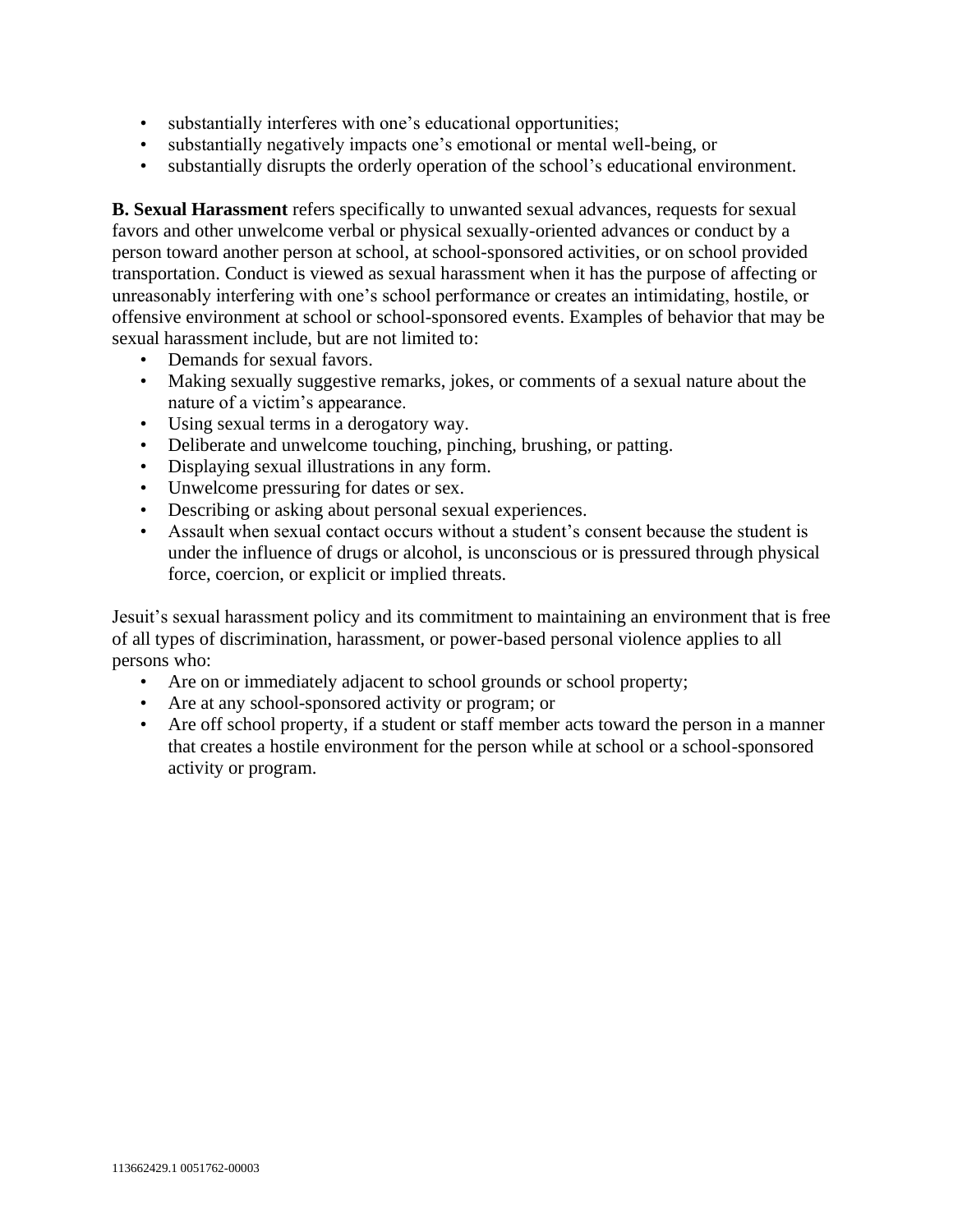- substantially interferes with one's educational opportunities;
- substantially negatively impacts one's emotional or mental well-being, or
- substantially disrupts the orderly operation of the school's educational environment.

**B. Sexual Harassment** refers specifically to unwanted sexual advances, requests for sexual favors and other unwelcome verbal or physical sexually-oriented advances or conduct by a person toward another person at school, at school-sponsored activities, or on school provided transportation. Conduct is viewed as sexual harassment when it has the purpose of affecting or unreasonably interfering with one's school performance or creates an intimidating, hostile, or offensive environment at school or school-sponsored events. Examples of behavior that may be sexual harassment include, but are not limited to:

- Demands for sexual favors.
- Making sexually suggestive remarks, jokes, or comments of a sexual nature about the nature of a victim's appearance.
- Using sexual terms in a derogatory way.
- Deliberate and unwelcome touching, pinching, brushing, or patting.
- Displaying sexual illustrations in any form.
- Unwelcome pressuring for dates or sex.
- Describing or asking about personal sexual experiences.
- Assault when sexual contact occurs without a student's consent because the student is under the influence of drugs or alcohol, is unconscious or is pressured through physical force, coercion, or explicit or implied threats.

Jesuit's sexual harassment policy and its commitment to maintaining an environment that is free of all types of discrimination, harassment, or power-based personal violence applies to all persons who:

- Are on or immediately adjacent to school grounds or school property;
- Are at any school-sponsored activity or program; or
- Are off school property, if a student or staff member acts toward the person in a manner that creates a hostile environment for the person while at school or a school-sponsored activity or program.